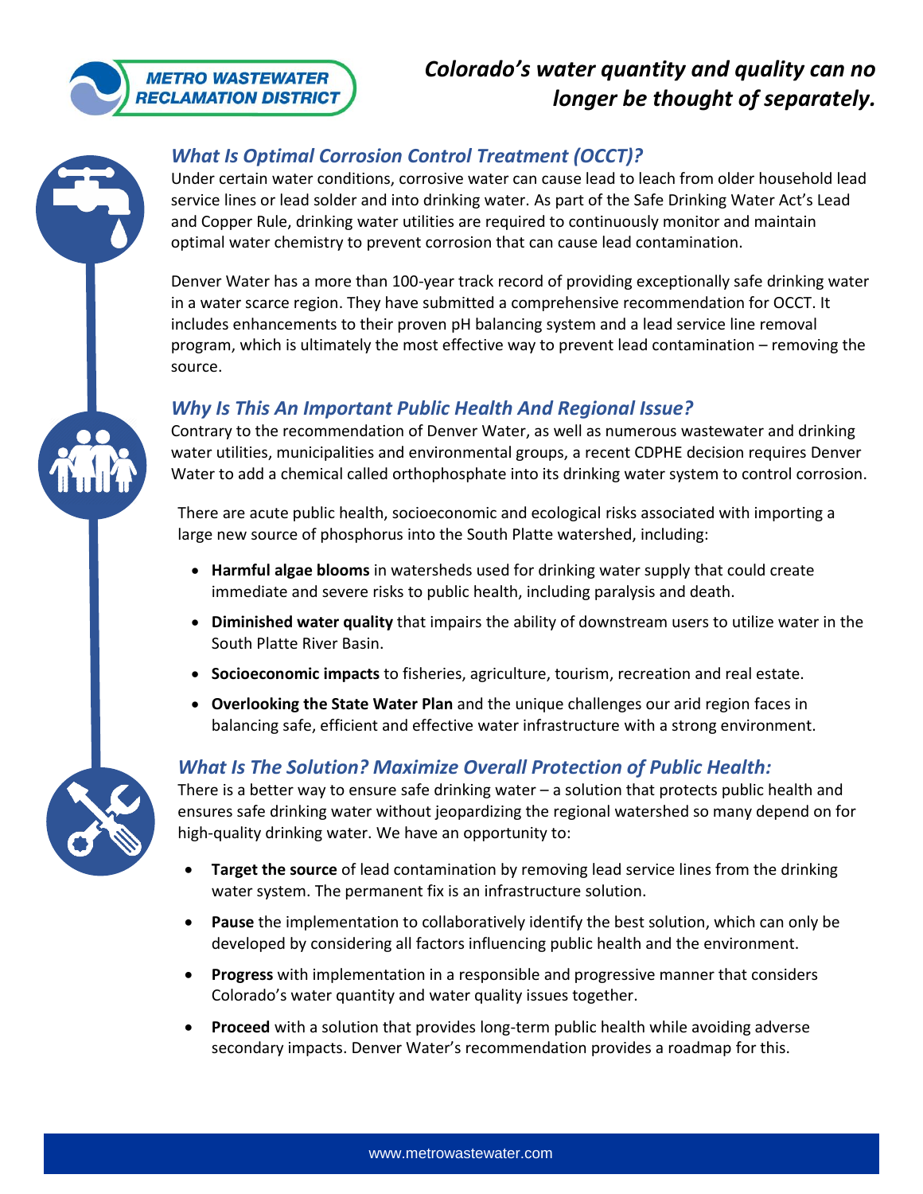**METRO WASTEWATER RECLAMATION DISTRICT**

# *Colorado's water quantity and quality can no longer be thought of separately.*

## *What Is Optimal Corrosion Control Treatment (OCCT)?*

Under certain water conditions, corrosive water can cause lead to leach from older household lead service lines or lead solder and into drinking water. As part of the Safe Drinking Water Act's Lead and Copper Rule, drinking water utilities are required to continuously monitor and maintain optimal water chemistry to prevent corrosion that can cause lead contamination.

Denver Water has a more than 100-year track record of providing exceptionally safe drinking water in a water scarce region. They have submitted a comprehensive recommendation for OCCT. It includes enhancements to their proven pH balancing system and a lead service line removal program, which is ultimately the most effective way to prevent lead contamination – removing the source.

## *Why Is This An Important Public Health And Regional Issue?*

Contrary to the recommendation of Denver Water, as well as numerous wastewater and drinking water utilities, municipalities and environmental groups, a recent CDPHE decision requires Denver Water to add a chemical called orthophosphate into its drinking water system to control corrosion.

There are acute public health, socioeconomic and ecological risks associated with importing a large new source of phosphorus into the South Platte watershed, including:

- **Harmful algae blooms** in watersheds used for drinking water supply that could create immediate and severe risks to public health, including paralysis and death.
- **Diminished water quality** that impairs the ability of downstream users to utilize water in the South Platte River Basin.
- **Socioeconomic impacts** to fisheries, agriculture, tourism, recreation and real estate.
- **Overlooking the State Water Plan** and the unique challenges our arid region faces in balancing safe, efficient and effective water infrastructure with a strong environment.

## *What Is The Solution? Maximize Overall Protection of Public Health:*

There is a better way to ensure safe drinking water – a solution that protects public health and ensures safe drinking water without jeopardizing the regional watershed so many depend on for high-quality drinking water. We have an opportunity to:

- **Target the source** of lead contamination by removing lead service lines from the drinking water system. The permanent fix is an infrastructure solution.
- **Pause** the implementation to collaboratively identify the best solution, which can only be developed by considering all factors influencing public health and the environment.
- **Progress** with implementation in a responsible and progressive manner that considers Colorado's water quantity and water quality issues together.
- **Proceed** with a solution that provides long-term public health while avoiding adverse secondary impacts. Denver Water's recommendation provides a roadmap for this.

www.metrowastewater.com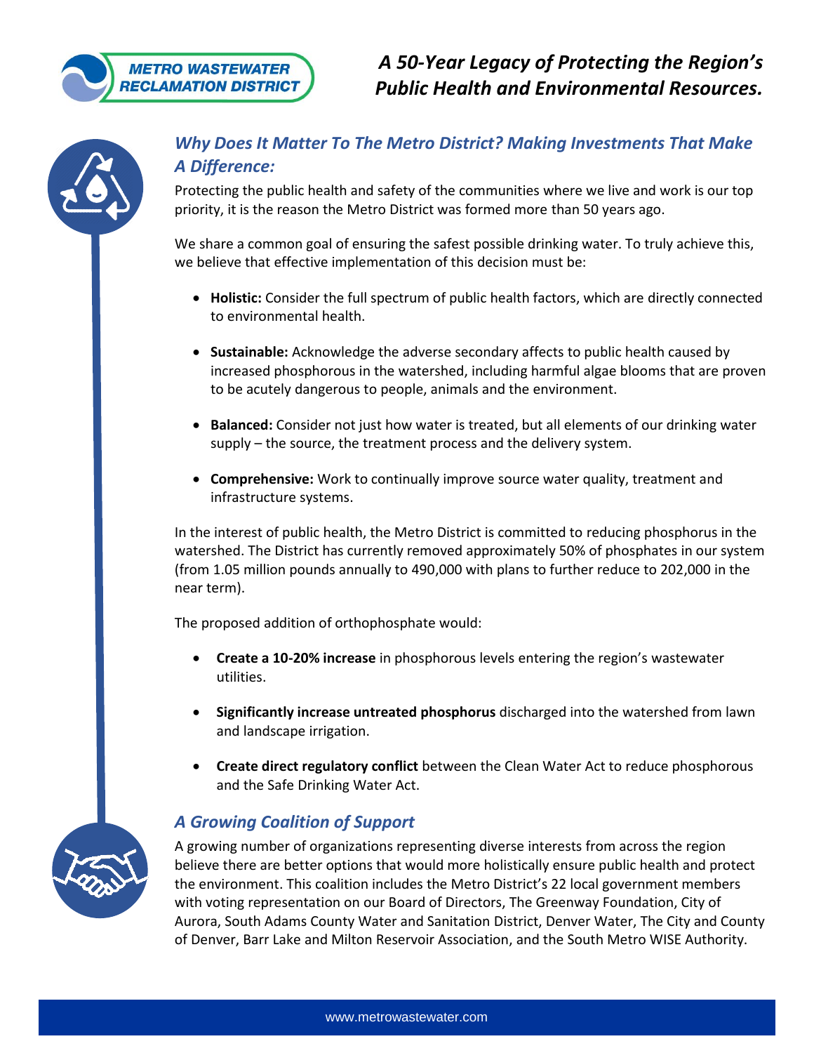**METRO WASTEWATER RECLAMATION DISTRICT**

# *A 50-Year Legacy of Protecting the Region's Public Health and Environmental Resources.*

## *Why Does It Matter To The Metro District? Making Investments That Make A Difference:*

Protecting the public health and safety of the communities where we live and work is our top priority, it is the reason the Metro District was formed more than 50 years ago.

We share a common goal of ensuring the safest possible drinking water. To truly achieve this, we believe that effective implementation of this decision must be:

- **Holistic:** Consider the full spectrum of public health factors, which are directly connected to environmental health.
- **Sustainable:** Acknowledge the adverse secondary affects to public health caused by increased phosphorous in the watershed, including harmful algae blooms that are proven to be acutely dangerous to people, animals and the environment.
- **Balanced:** Consider not just how water is treated, but all elements of our drinking water supply – the source, the treatment process and the delivery system.
- **Comprehensive:** Work to continually improve source water quality, treatment and infrastructure systems.

In the interest of public health, the Metro District is committed to reducing phosphorus in the watershed. The District has currently removed approximately 50% of phosphates in our system (from 1.05 million pounds annually to 490,000 with plans to further reduce to 202,000 in the near term).

The proposed addition of orthophosphate would:

- **Create a 10-20% increase** in phosphorous levels entering the region's wastewater utilities.
- **Significantly increase untreated phosphorus** discharged into the watershed from lawn and landscape irrigation.
- **Create direct regulatory conflict** between the Clean Water Act to reduce phosphorous and the Safe Drinking Water Act.

## *A Growing Coalition of Support*

A growing number of organizations representing diverse interests from across the region believe there are better options that would more holistically ensure public health and protect the environment. This coalition includes the Metro District's 22 local government members with voting representation on our Board of Directors, The Greenway Foundation, City of Aurora, South Adams County Water and Sanitation District, Denver Water, The City and County of Denver, Barr Lake and Milton Reservoir Association, and the South Metro WISE Authority.

www.metrowastewater.com